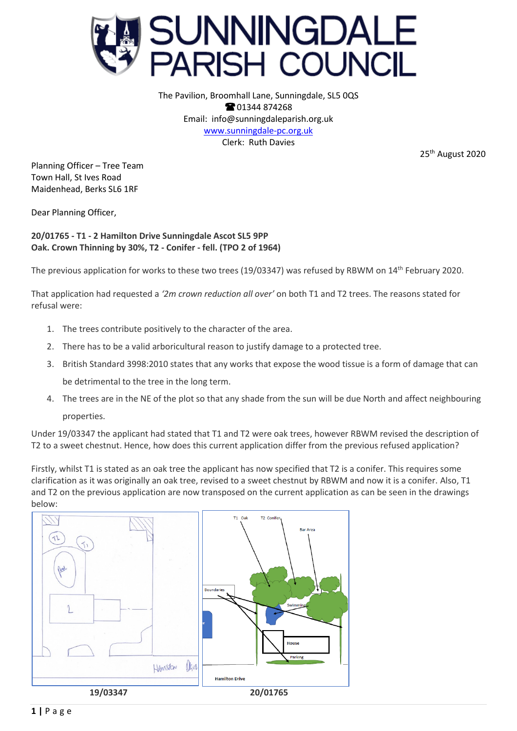# SUNNINGDALE PARISH COUNCIL

The Pavilion, Broomhall Lane, Sunningdale, SL5 0QS
☎ 01344 874268
Email: info@sunningdaleparish.org.uk
www.sunningdale-pc.org.uk
Clerk: Ruth Davies

25th August 2020

Planning Officer – Tree Team
Town Hall, St Ives Road
Maidenhead, Berks SL6 1RF

Dear Planning Officer,

**20/01765 - T1 - 2 Hamilton Drive Sunningdale Ascot SL5 9PP**
**Oak. Crown Thinning by 30%, T2 - Conifer - fell. (TPO 2 of 1964)**

The previous application for works to these two trees (19/03347) was refused by RBWM on 14th February 2020.

That application had requested a *'2m crown reduction all over'* on both T1 and T2 trees. The reasons stated for refusal were:

1. The trees contribute positively to the character of the area.
2. There has to be a valid arboricultural reason to justify damage to a protected tree.
3. British Standard 3998:2010 states that any works that expose the wood tissue is a form of damage that can be detrimental to the tree in the long term.
4. The trees are in the NE of the plot so that any shade from the sun will be due North and affect neighbouring properties.

Under 19/03347 the applicant had stated that T1 and T2 were oak trees, however RBWM revised the description of T2 to a sweet chestnut. Hence, how does this current application differ from the previous refused application?

Firstly, whilst T1 is stated as an oak tree the applicant has now specified that T2 is a conifer. This requires some clarification as it was originally an oak tree, revised to a sweet chestnut by RBWM and now it is a conifer. Also, T1 and T2 on the previous application are now transposed on the current application as can be seen in the drawings below:

| 19/03347 | 20/01765 |
|---|---|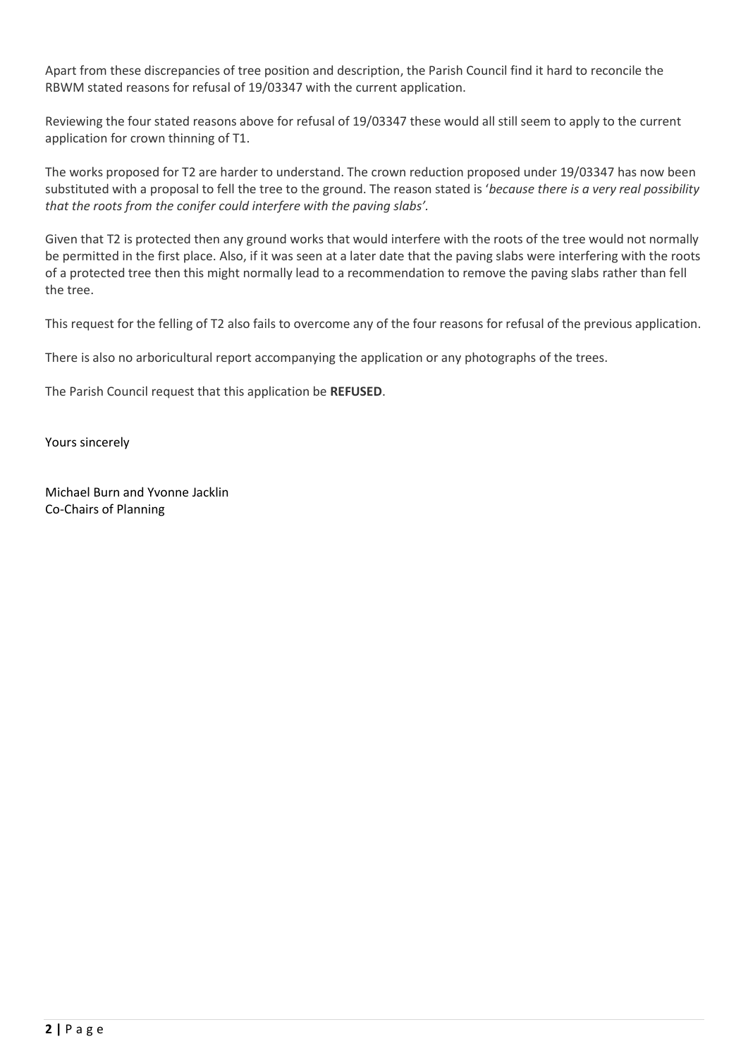Apart from these discrepancies of tree position and description, the Parish Council find it hard to reconcile the RBWM stated reasons for refusal of 19/03347 with the current application.

Reviewing the four stated reasons above for refusal of 19/03347 these would all still seem to apply to the current application for crown thinning of T1.

The works proposed for T2 are harder to understand. The crown reduction proposed under 19/03347 has now been substituted with a proposal to fell the tree to the ground. The reason stated is '*because there is a very real possibility that the roots from the conifer could interfere with the paving slabs'*.

Given that T2 is protected then any ground works that would interfere with the roots of the tree would not normally be permitted in the first place. Also, if it was seen at a later date that the paving slabs were interfering with the roots of a protected tree then this might normally lead to a recommendation to remove the paving slabs rather than fell the tree.

This request for the felling of T2 also fails to overcome any of the four reasons for refusal of the previous application.

There is also no arboricultural report accompanying the application or any photographs of the trees.

The Parish Council request that this application be **REFUSED**.

Yours sincerely

Michael Burn and Yvonne Jacklin
Co-Chairs of Planning